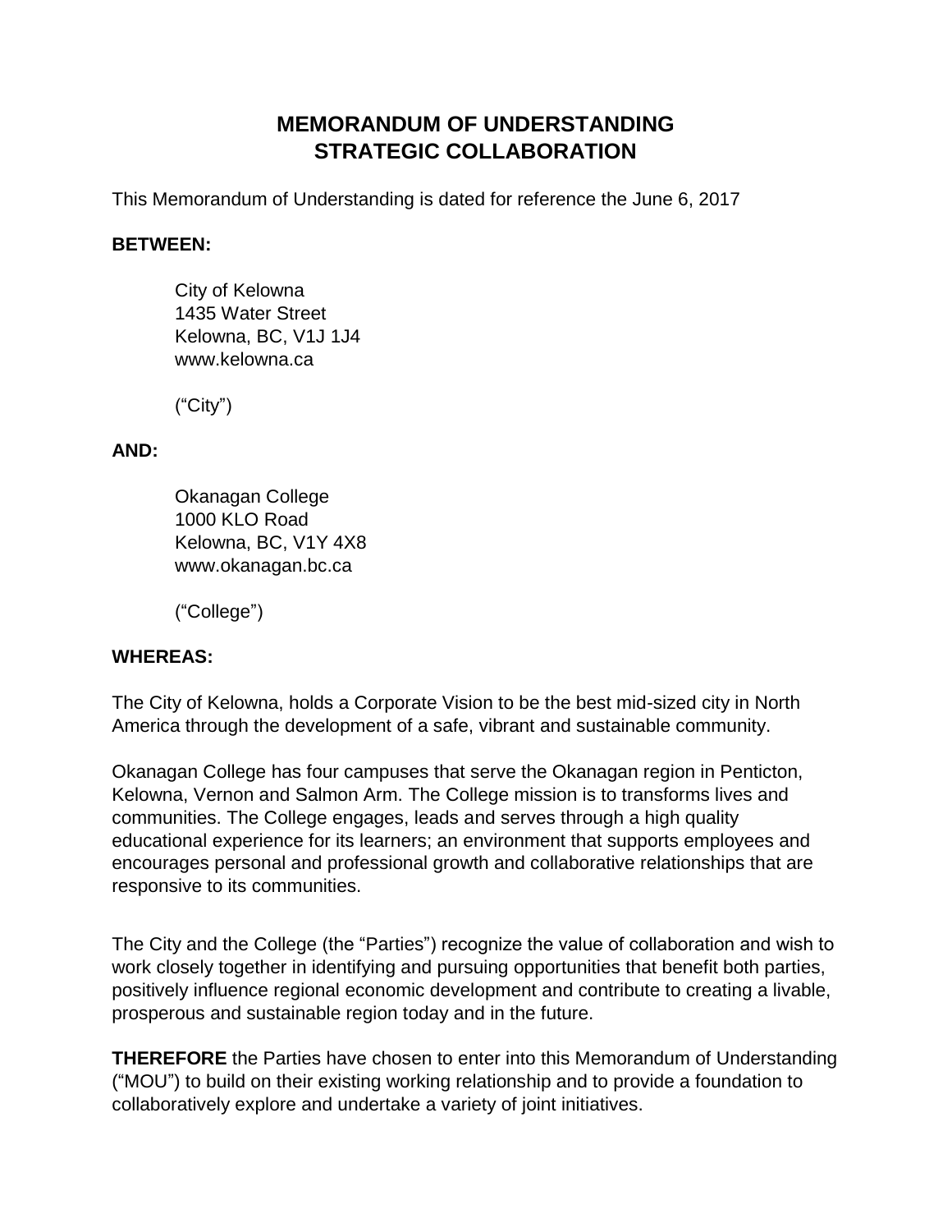# MEMORANDUM OF UNDERSTANDING
# STRATEGIC COLLABORATION

This Memorandum of Understanding is dated for reference the June 6, 2017

**BETWEEN:**

City of Kelowna
1435 Water Street
Kelowna, BC, V1J 1J4
www.kelowna.ca

("City")

**AND:**

Okanagan College
1000 KLO Road
Kelowna, BC, V1Y 4X8
www.okanagan.bc.ca

("College")

**WHEREAS:**

The City of Kelowna, holds a Corporate Vision to be the best mid-sized city in North America through the development of a safe, vibrant and sustainable community.

Okanagan College has four campuses that serve the Okanagan region in Penticton, Kelowna, Vernon and Salmon Arm. The College mission is to transforms lives and communities. The College engages, leads and serves through a high quality educational experience for its learners; an environment that supports employees and encourages personal and professional growth and collaborative relationships that are responsive to its communities.

The City and the College (the "Parties") recognize the value of collaboration and wish to work closely together in identifying and pursuing opportunities that benefit both parties, positively influence regional economic development and contribute to creating a livable, prosperous and sustainable region today and in the future.

**THEREFORE** the Parties have chosen to enter into this Memorandum of Understanding ("MOU") to build on their existing working relationship and to provide a foundation to collaboratively explore and undertake a variety of joint initiatives.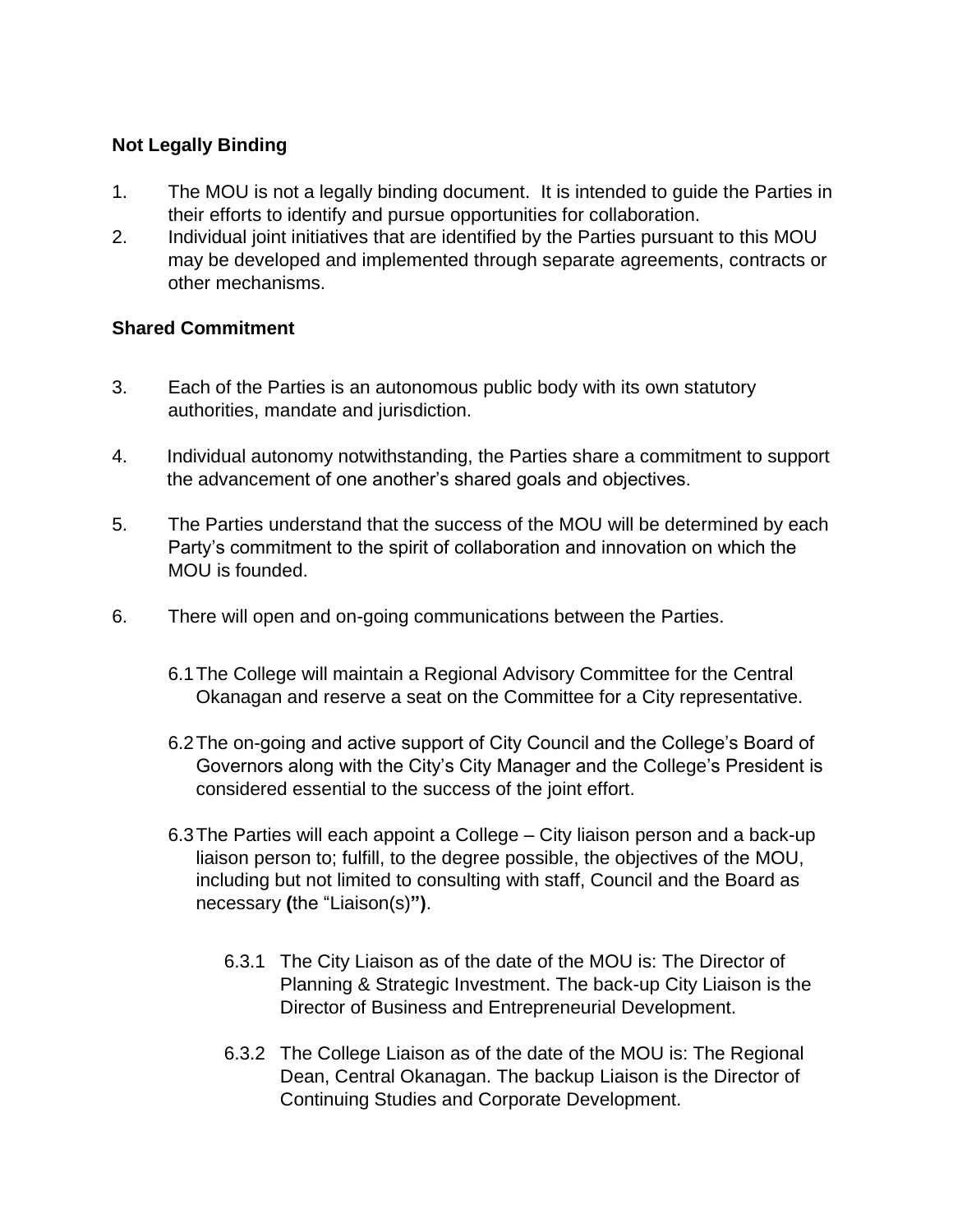**Not Legally Binding**

1. The MOU is not a legally binding document. It is intended to guide the Parties in their efforts to identify and pursue opportunities for collaboration.
2. Individual joint initiatives that are identified by the Parties pursuant to this MOU may be developed and implemented through separate agreements, contracts or other mechanisms.

**Shared Commitment**

3. Each of the Parties is an autonomous public body with its own statutory authorities, mandate and jurisdiction.

4. Individual autonomy notwithstanding, the Parties share a commitment to support the advancement of one another's shared goals and objectives.

5. The Parties understand that the success of the MOU will be determined by each Party's commitment to the spirit of collaboration and innovation on which the MOU is founded.

6. There will open and on-going communications between the Parties.

   6.1 The College will maintain a Regional Advisory Committee for the Central Okanagan and reserve a seat on the Committee for a City representative.

   6.2 The on-going and active support of City Council and the College's Board of Governors along with the City's City Manager and the College's President is considered essential to the success of the joint effort.

   6.3 The Parties will each appoint a College – City liaison person and a back-up liaison person to; fulfill, to the degree possible, the objectives of the MOU, including but not limited to consulting with staff, Council and the Board as necessary **(**the "Liaison(s)**")**.

      6.3.1 The City Liaison as of the date of the MOU is: The Director of Planning & Strategic Investment. The back-up City Liaison is the Director of Business and Entrepreneurial Development.

      6.3.2 The College Liaison as of the date of the MOU is: The Regional Dean, Central Okanagan. The backup Liaison is the Director of Continuing Studies and Corporate Development.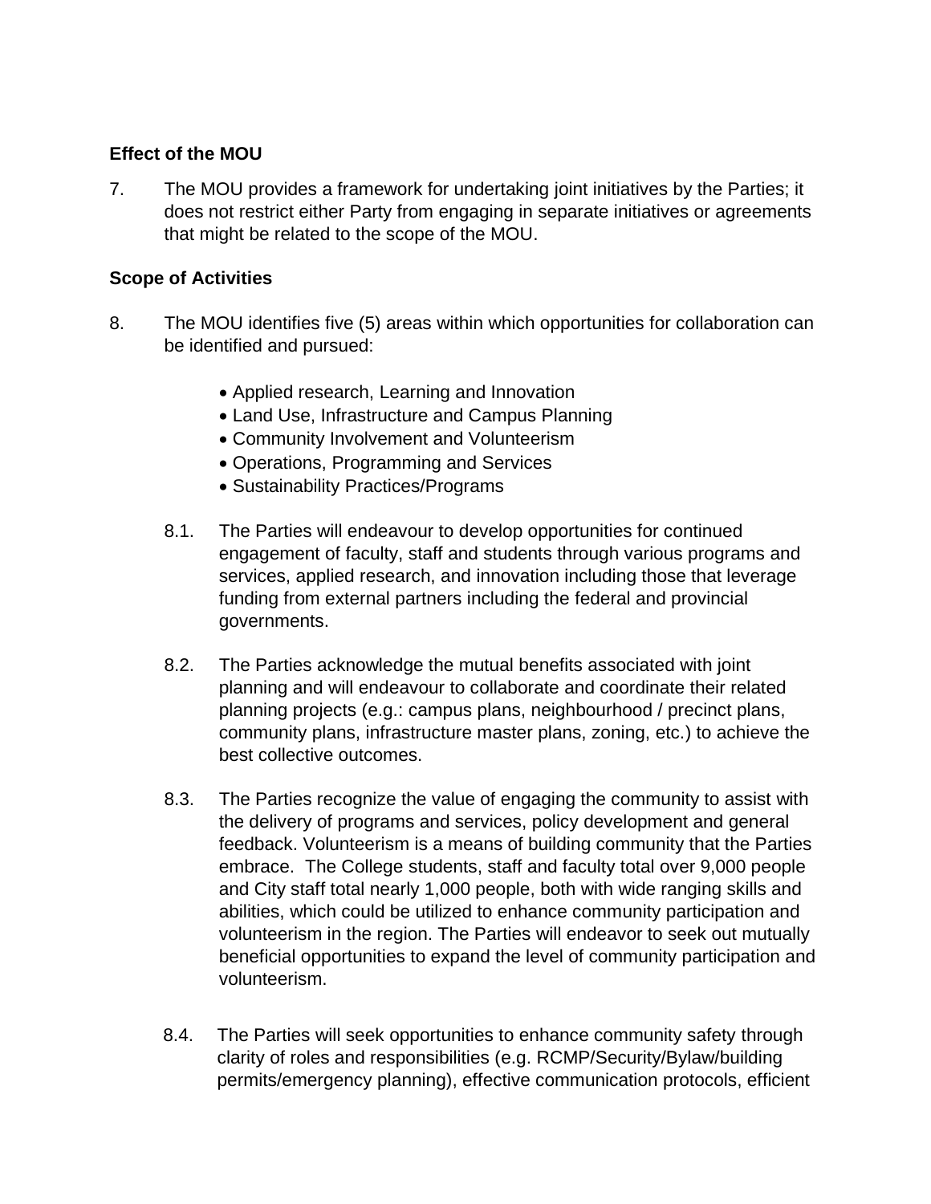**Effect of the MOU**

7. The MOU provides a framework for undertaking joint initiatives by the Parties; it does not restrict either Party from engaging in separate initiatives or agreements that might be related to the scope of the MOU.

**Scope of Activities**

8. The MOU identifies five (5) areas within which opportunities for collaboration can be identified and pursued:

   - Applied research, Learning and Innovation
   - Land Use, Infrastructure and Campus Planning
   - Community Involvement and Volunteerism
   - Operations, Programming and Services
   - Sustainability Practices/Programs

   8.1. The Parties will endeavour to develop opportunities for continued engagement of faculty, staff and students through various programs and services, applied research, and innovation including those that leverage funding from external partners including the federal and provincial governments.

   8.2. The Parties acknowledge the mutual benefits associated with joint planning and will endeavour to collaborate and coordinate their related planning projects (e.g.: campus plans, neighbourhood / precinct plans, community plans, infrastructure master plans, zoning, etc.) to achieve the best collective outcomes.

   8.3. The Parties recognize the value of engaging the community to assist with the delivery of programs and services, policy development and general feedback. Volunteerism is a means of building community that the Parties embrace. The College students, staff and faculty total over 9,000 people and City staff total nearly 1,000 people, both with wide ranging skills and abilities, which could be utilized to enhance community participation and volunteerism in the region. The Parties will endeavor to seek out mutually beneficial opportunities to expand the level of community participation and volunteerism.

   8.4. The Parties will seek opportunities to enhance community safety through clarity of roles and responsibilities (e.g. RCMP/Security/Bylaw/building permits/emergency planning), effective communication protocols, efficient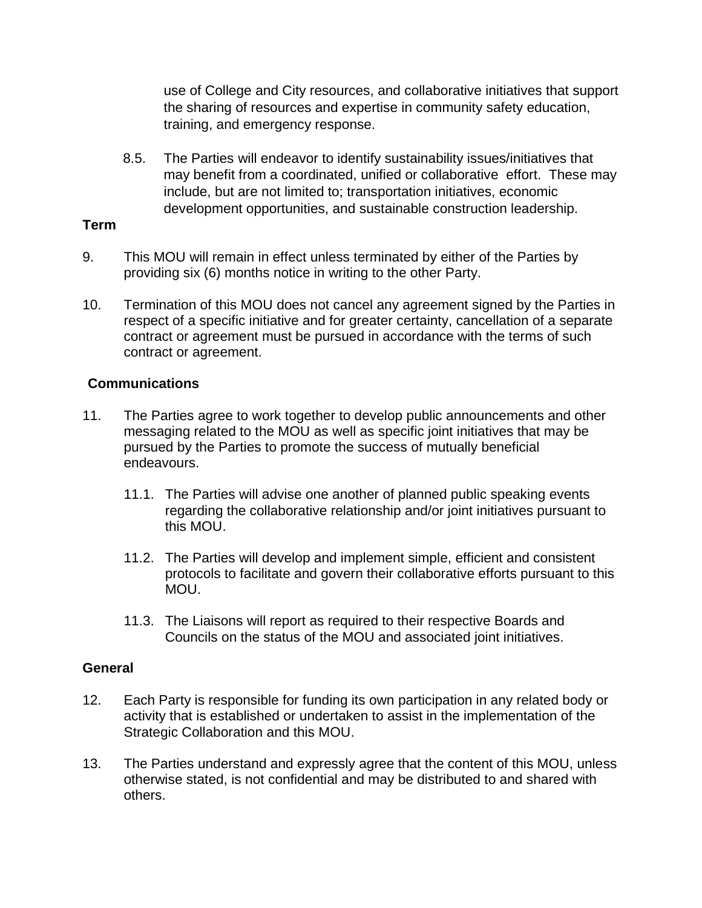use of College and City resources, and collaborative initiatives that support the sharing of resources and expertise in community safety education, training, and emergency response.

8.5. The Parties will endeavor to identify sustainability issues/initiatives that may benefit from a coordinated, unified or collaborative effort. These may include, but are not limited to; transportation initiatives, economic development opportunities, and sustainable construction leadership.

**Term**

9. This MOU will remain in effect unless terminated by either of the Parties by providing six (6) months notice in writing to the other Party.

10. Termination of this MOU does not cancel any agreement signed by the Parties in respect of a specific initiative and for greater certainty, cancellation of a separate contract or agreement must be pursued in accordance with the terms of such contract or agreement.

**Communications**

11. The Parties agree to work together to develop public announcements and other messaging related to the MOU as well as specific joint initiatives that may be pursued by the Parties to promote the success of mutually beneficial endeavours.

11.1. The Parties will advise one another of planned public speaking events regarding the collaborative relationship and/or joint initiatives pursuant to this MOU.

11.2. The Parties will develop and implement simple, efficient and consistent protocols to facilitate and govern their collaborative efforts pursuant to this MOU.

11.3. The Liaisons will report as required to their respective Boards and Councils on the status of the MOU and associated joint initiatives.

**General**

12. Each Party is responsible for funding its own participation in any related body or activity that is established or undertaken to assist in the implementation of the Strategic Collaboration and this MOU.

13. The Parties understand and expressly agree that the content of this MOU, unless otherwise stated, is not confidential and may be distributed to and shared with others.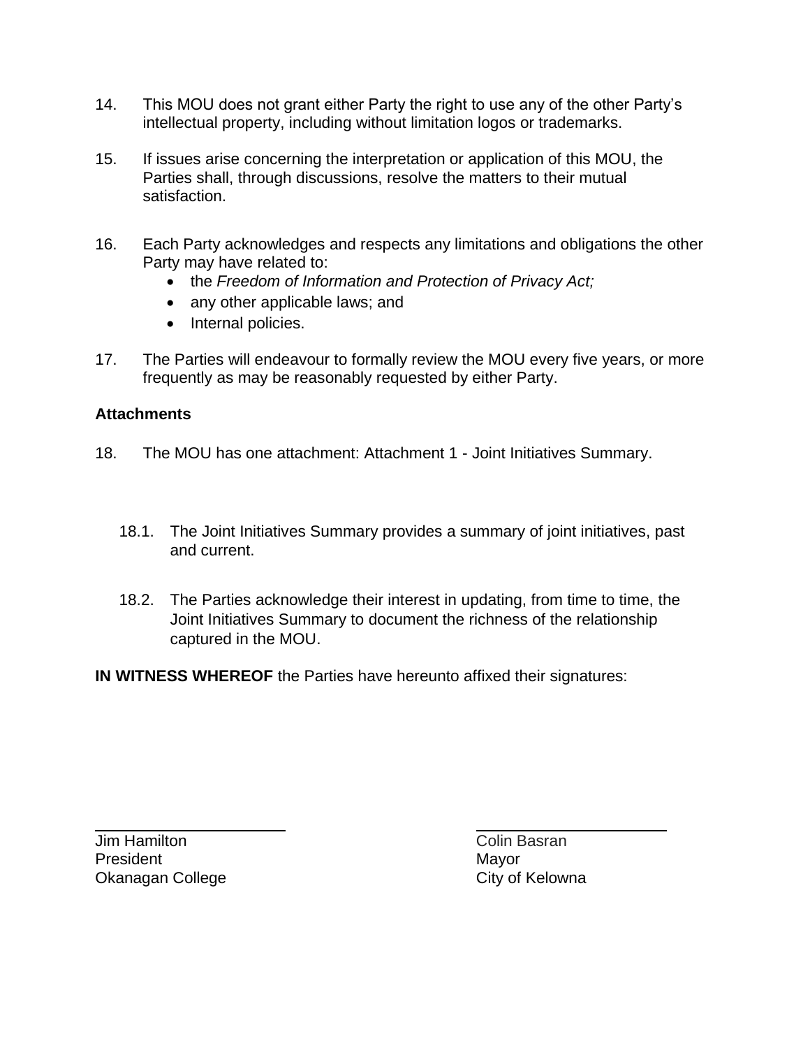14. This MOU does not grant either Party the right to use any of the other Party's intellectual property, including without limitation logos or trademarks.

15. If issues arise concerning the interpretation or application of this MOU, the Parties shall, through discussions, resolve the matters to their mutual satisfaction.

16. Each Party acknowledges and respects any limitations and obligations the other Party may have related to:
    - the *Freedom of Information and Protection of Privacy Act;*
    - any other applicable laws; and
    - Internal policies.

17. The Parties will endeavour to formally review the MOU every five years, or more frequently as may be reasonably requested by either Party.

**Attachments**

18. The MOU has one attachment: Attachment 1 - Joint Initiatives Summary.

    18.1. The Joint Initiatives Summary provides a summary of joint initiatives, past and current.

    18.2. The Parties acknowledge their interest in updating, from time to time, the Joint Initiatives Summary to document the richness of the relationship captured in the MOU.

**IN WITNESS WHEREOF** the Parties have hereunto affixed their signatures:

| | |
|---|---|
| Jim Hamilton | Colin Basran |
| President | Mayor |
| Okanagan College | City of Kelowna |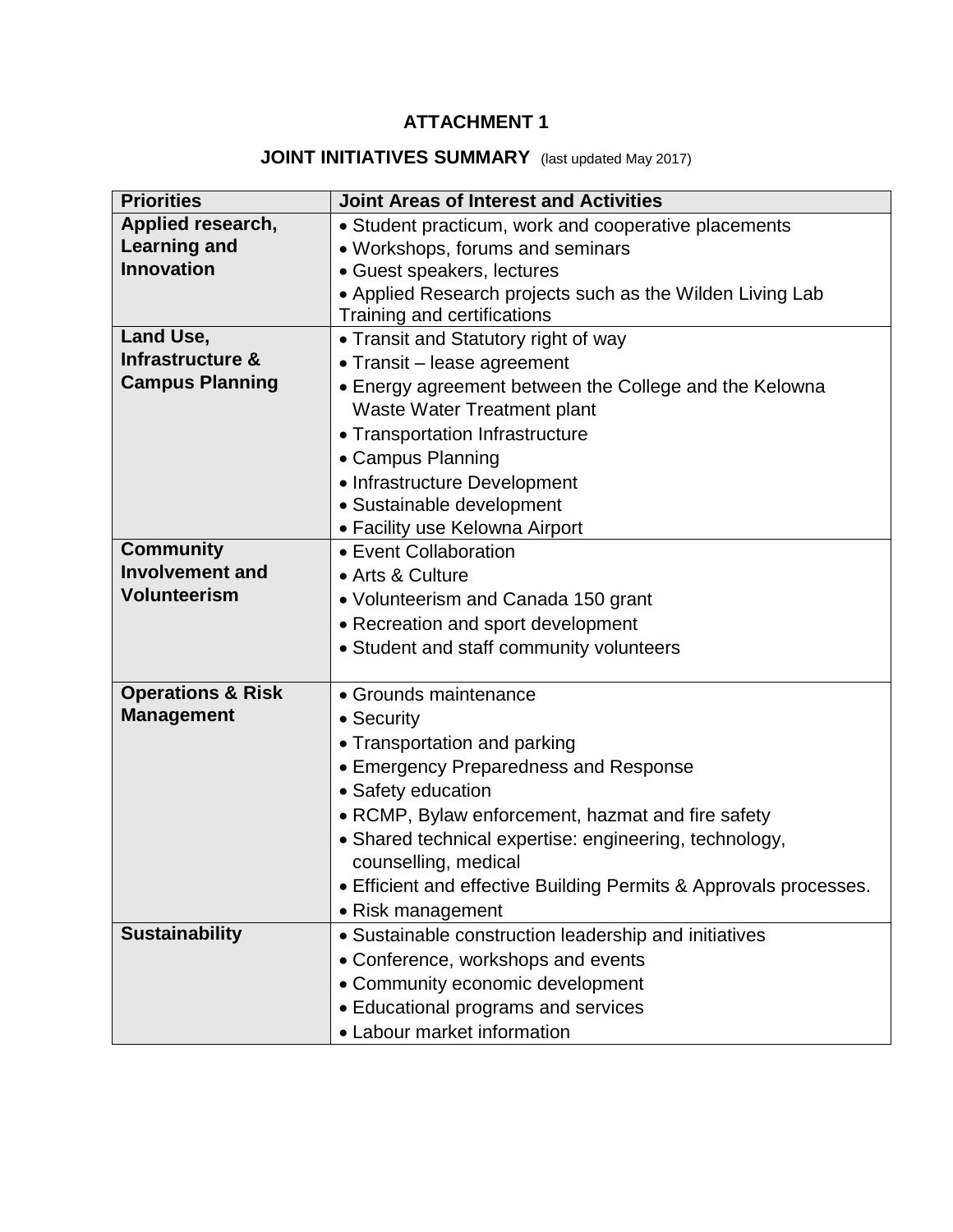## ATTACHMENT 1

## JOINT INITIATIVES SUMMARY (last updated May 2017)

| Priorities | Joint Areas of Interest and Activities |
|---|---|
| **Applied research, Learning and Innovation** | • Student practicum, work and cooperative placements<br>• Workshops, forums and seminars<br>• Guest speakers, lectures<br>• Applied Research projects such as the Wilden Living Lab Training and certifications |
| **Land Use, Infrastructure & Campus Planning** | • Transit and Statutory right of way<br>• Transit – lease agreement<br>• Energy agreement between the College and the Kelowna Waste Water Treatment plant<br>• Transportation Infrastructure<br>• Campus Planning<br>• Infrastructure Development<br>• Sustainable development<br>• Facility use Kelowna Airport |
| **Community Involvement and Volunteerism** | • Event Collaboration<br>• Arts & Culture<br>• Volunteerism and Canada 150 grant<br>• Recreation and sport development<br>• Student and staff community volunteers |
| **Operations & Risk Management** | • Grounds maintenance<br>• Security<br>• Transportation and parking<br>• Emergency Preparedness and Response<br>• Safety education<br>• RCMP, Bylaw enforcement, hazmat and fire safety<br>• Shared technical expertise: engineering, technology, counselling, medical<br>• Efficient and effective Building Permits & Approvals processes.<br>• Risk management |
| **Sustainability** | • Sustainable construction leadership and initiatives<br>• Conference, workshops and events<br>• Community economic development<br>• Educational programs and services<br>• Labour market information |